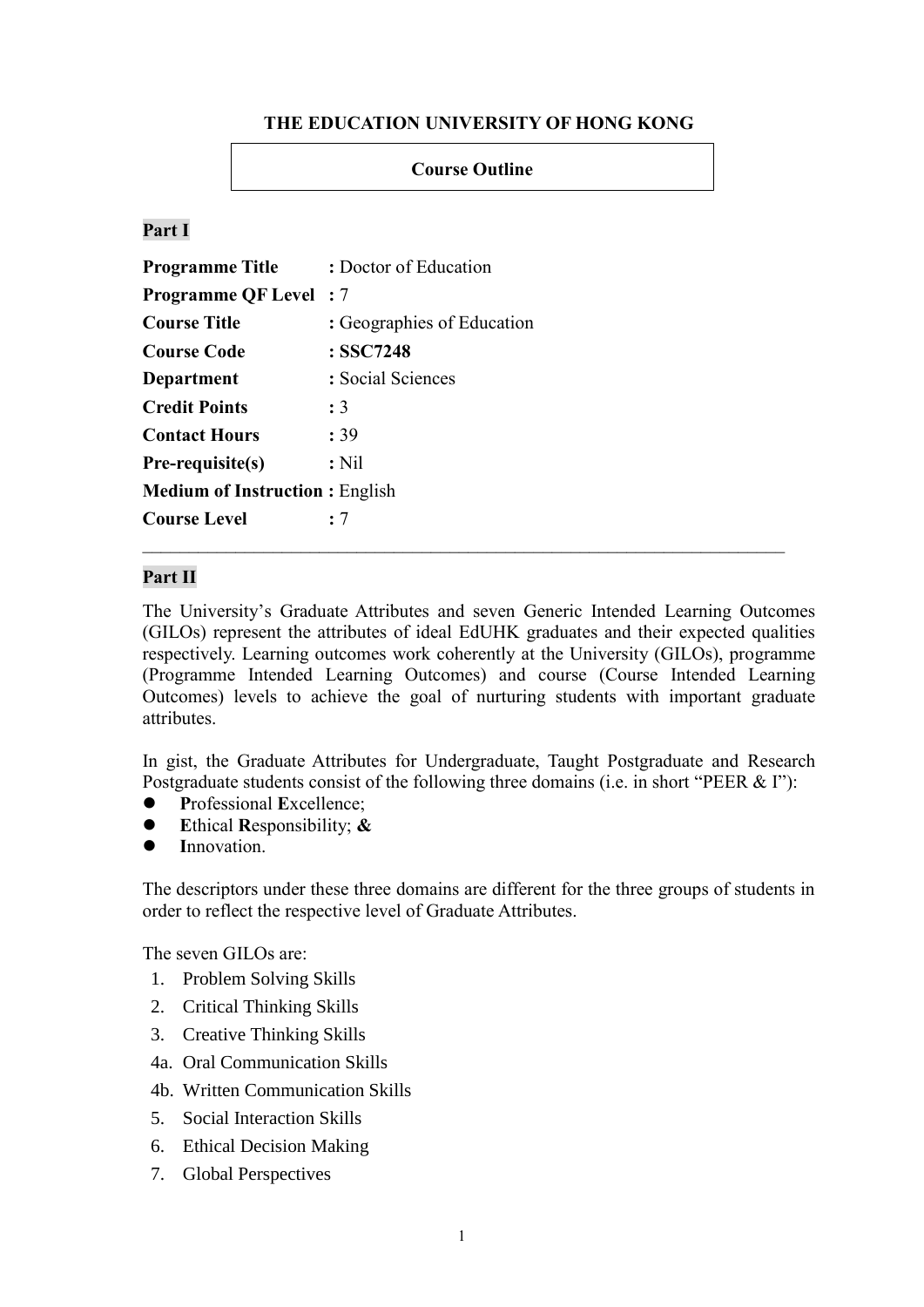# THE EDUCATION UNIVERSITY OF HONG KONG

## Course Outline

### Part I

**Programme Title** : Doctor of Education
**Programme QF Level** : 7
**Course Title** : Geographies of Education
**Course Code** : **SSC7248**
**Department** : Social Sciences
**Credit Points** : 3
**Contact Hours** : 39
**Pre-requisite(s)** : Nil
**Medium of Instruction** : English
**Course Level** : 7

---

### Part II

The University's Graduate Attributes and seven Generic Intended Learning Outcomes (GILOs) represent the attributes of ideal EdUHK graduates and their expected qualities respectively. Learning outcomes work coherently at the University (GILOs), programme (Programme Intended Learning Outcomes) and course (Course Intended Learning Outcomes) levels to achieve the goal of nurturing students with important graduate attributes.

In gist, the Graduate Attributes for Undergraduate, Taught Postgraduate and Research Postgraduate students consist of the following three domains (i.e. in short "PEER & I"):

- **P**rofessional **E**xcellence;
- **E**thical **R**esponsibility; **&**
- **I**nnovation.

The descriptors under these three domains are different for the three groups of students in order to reflect the respective level of Graduate Attributes.

The seven GILOs are:

1. Problem Solving Skills
2. Critical Thinking Skills
3. Creative Thinking Skills

4a. Oral Communication Skills

4b. Written Communication Skills

5. Social Interaction Skills
6. Ethical Decision Making
7. Global Perspectives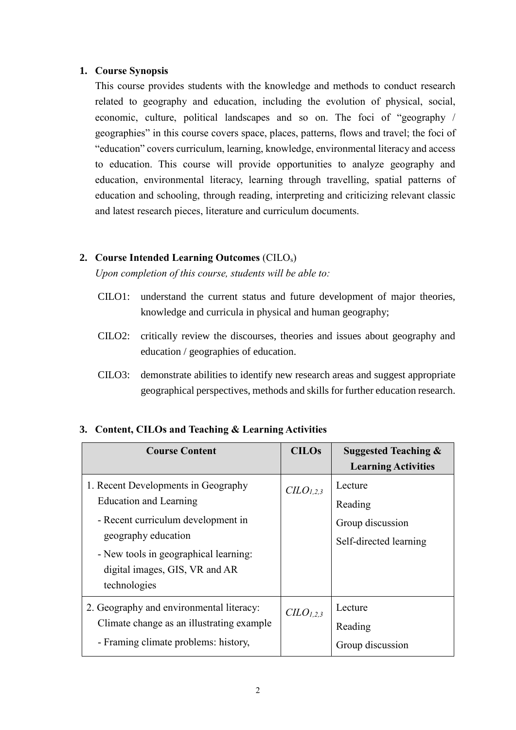## 1. Course Synopsis

This course provides students with the knowledge and methods to conduct research related to geography and education, including the evolution of physical, social, economic, culture, political landscapes and so on. The foci of "geography / geographies" in this course covers space, places, patterns, flows and travel; the foci of "education" covers curriculum, learning, knowledge, environmental literacy and access to education. This course will provide opportunities to analyze geography and education, environmental literacy, learning through travelling, spatial patterns of education and schooling, through reading, interpreting and criticizing relevant classic and latest research pieces, literature and curriculum documents.

## 2. Course Intended Learning Outcomes (CILO$_s$)

*Upon completion of this course, students will be able to:*

CILO1: understand the current status and future development of major theories, knowledge and curricula in physical and human geography;

CILO2: critically review the discourses, theories and issues about geography and education / geographies of education.

CILO3: demonstrate abilities to identify new research areas and suggest appropriate geographical perspectives, methods and skills for further education research.

## 3. Content, CILOs and Teaching & Learning Activities

| Course Content | CILOs | Suggested Teaching & Learning Activities |
|---|---|---|
| 1. Recent Developments in Geography Education and Learning<br>- Recent curriculum development in geography education<br>- New tools in geographical learning: digital images, GIS, VR and AR technologies | $CILO_{1,2,3}$ | Lecture<br>Reading<br>Group discussion<br>Self-directed learning |
| 2. Geography and environmental literacy: Climate change as an illustrating example<br>- Framing climate problems: history, | $CILO_{1,2,3}$ | Lecture<br>Reading<br>Group discussion |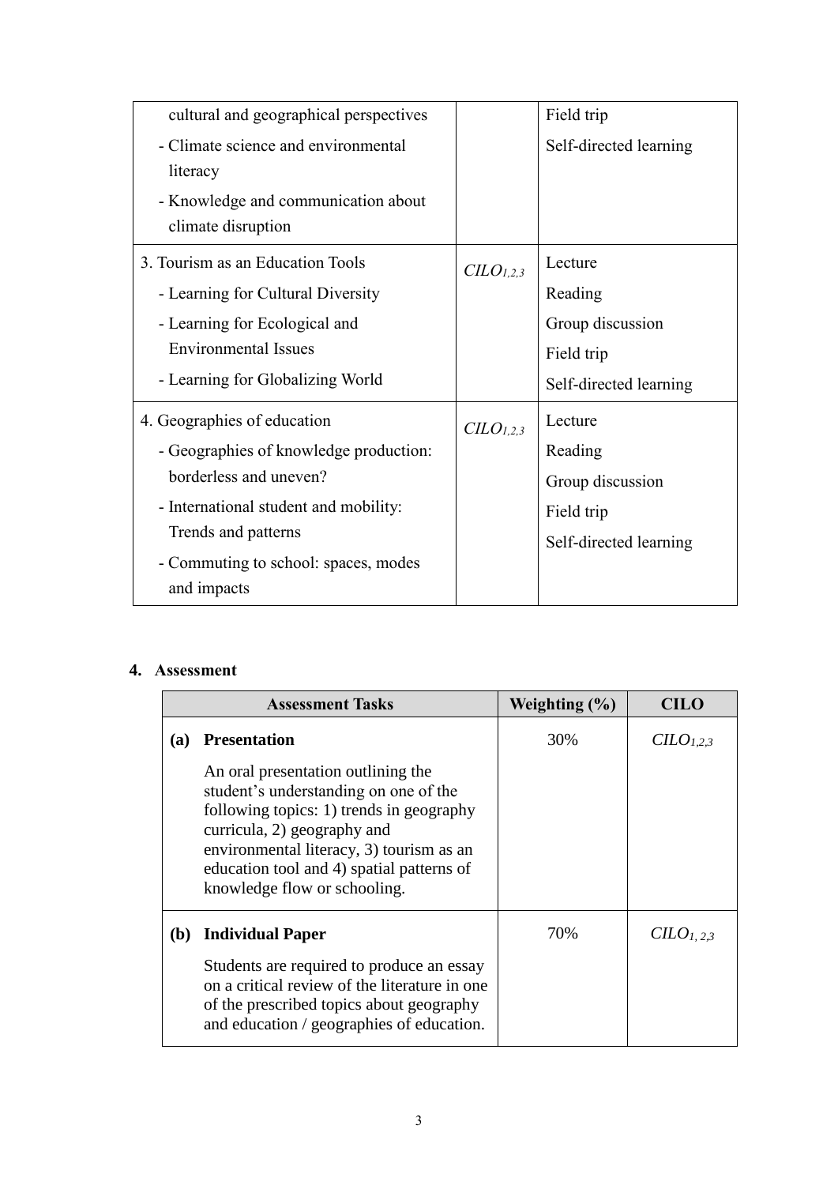| | | |
|---|---|---|
| cultural and geographical perspectives<br>- Climate science and environmental literacy<br>- Knowledge and communication about climate disruption | | Field trip<br>Self-directed learning |
| 3. Tourism as an Education Tools<br>- Learning for Cultural Diversity<br>- Learning for Ecological and Environmental Issues<br>- Learning for Globalizing World | *CILO*$_{1,2,3}$ | Lecture<br>Reading<br>Group discussion<br>Field trip<br>Self-directed learning |
| 4. Geographies of education<br>- Geographies of knowledge production: borderless and uneven?<br>- International student and mobility: Trends and patterns<br>- Commuting to school: spaces, modes and impacts | *CILO*$_{1,2,3}$ | Lecture<br>Reading<br>Group discussion<br>Field trip<br>Self-directed learning |

## 4. Assessment

| Assessment Tasks | Weighting (%) | CILO |
|---|---|---|
| **(a) Presentation**<br>An oral presentation outlining the student's understanding on one of the following topics: 1) trends in geography curricula, 2) geography and environmental literacy, 3) tourism as an education tool and 4) spatial patterns of knowledge flow or schooling. | 30% | *CILO*$_{1,2,3}$ |
| **(b) Individual Paper**<br>Students are required to produce an essay on a critical review of the literature in one of the prescribed topics about geography and education / geographies of education. | 70% | *CILO*$_{1, 2,3}$ |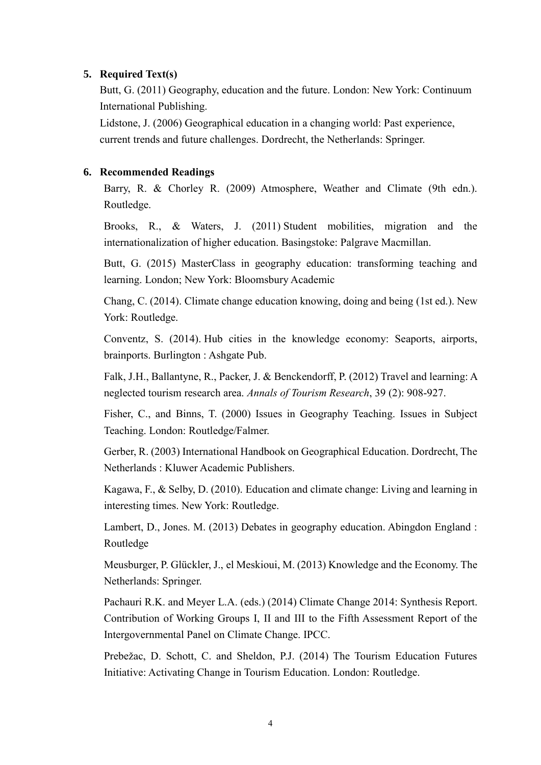## 5. Required Text(s)

Butt, G. (2011) Geography, education and the future. London: New York: Continuum International Publishing.

Lidstone, J. (2006) Geographical education in a changing world: Past experience, current trends and future challenges. Dordrecht, the Netherlands: Springer.

## 6. Recommended Readings

Barry, R. & Chorley R. (2009) Atmosphere, Weather and Climate (9th edn.). Routledge.

Brooks, R., & Waters, J. (2011) Student mobilities, migration and the internationalization of higher education. Basingstoke: Palgrave Macmillan.

Butt, G. (2015) MasterClass in geography education: transforming teaching and learning. London; New York: Bloomsbury Academic

Chang, C. (2014). Climate change education knowing, doing and being (1st ed.). New York: Routledge.

Conventz, S. (2014). Hub cities in the knowledge economy: Seaports, airports, brainports. Burlington : Ashgate Pub.

Falk, J.H., Ballantyne, R., Packer, J. & Benckendorff, P. (2012) Travel and learning: A neglected tourism research area. *Annals of Tourism Research*, 39 (2): 908-927.

Fisher, C., and Binns, T. (2000) Issues in Geography Teaching. Issues in Subject Teaching. London: Routledge/Falmer.

Gerber, R. (2003) International Handbook on Geographical Education. Dordrecht, The Netherlands : Kluwer Academic Publishers.

Kagawa, F., & Selby, D. (2010). Education and climate change: Living and learning in interesting times. New York: Routledge.

Lambert, D., Jones. M. (2013) Debates in geography education. Abingdon England : Routledge

Meusburger, P. Glückler, J., el Meskioui, M. (2013) Knowledge and the Economy. The Netherlands: Springer.

Pachauri R.K. and Meyer L.A. (eds.) (2014) Climate Change 2014: Synthesis Report. Contribution of Working Groups I, II and III to the Fifth Assessment Report of the Intergovernmental Panel on Climate Change. IPCC.

Prebežac, D. Schott, C. and Sheldon, P.J. (2014) The Tourism Education Futures Initiative: Activating Change in Tourism Education. London: Routledge.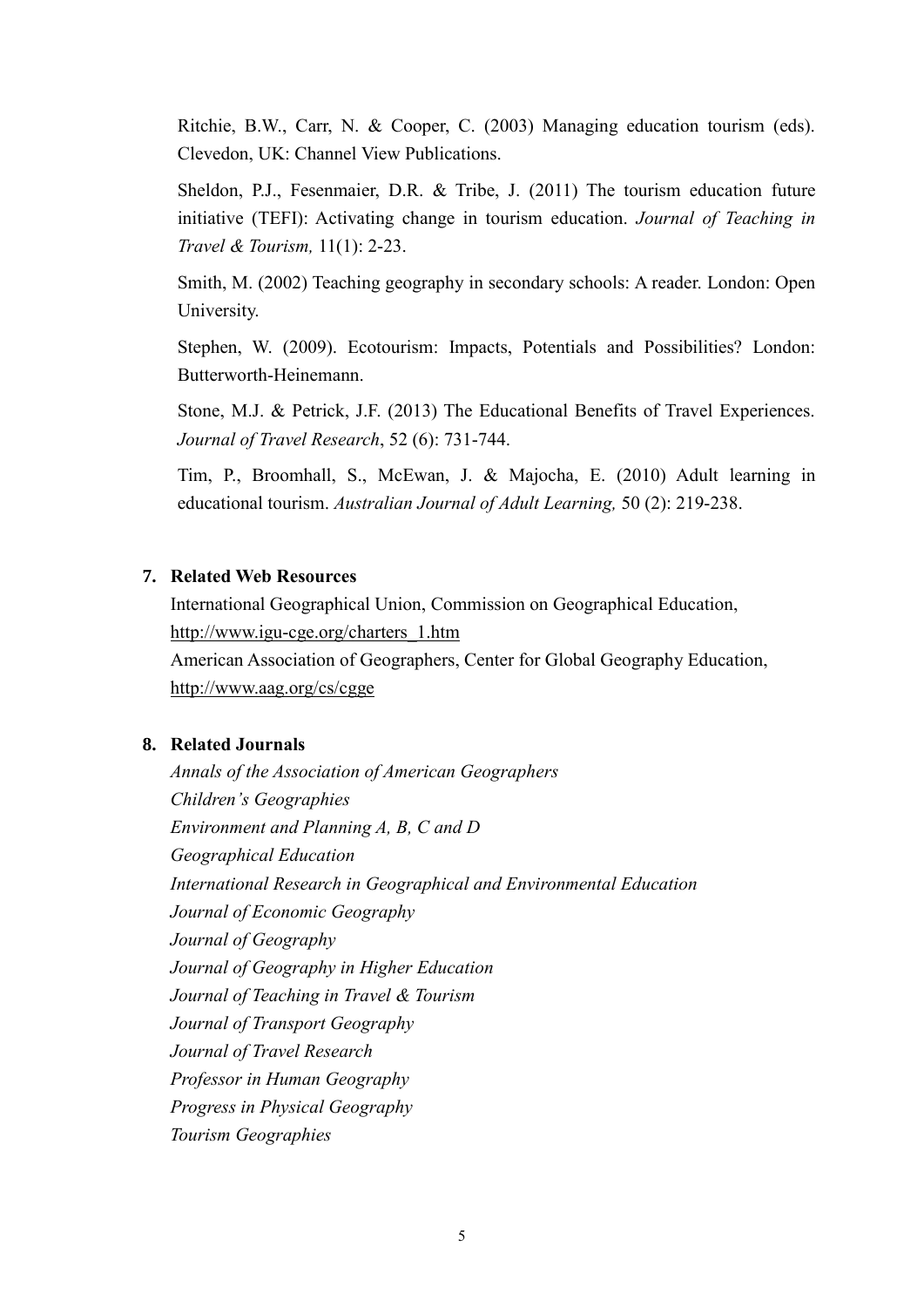Ritchie, B.W., Carr, N. & Cooper, C. (2003) Managing education tourism (eds). Clevedon, UK: Channel View Publications.

Sheldon, P.J., Fesenmaier, D.R. & Tribe, J. (2011) The tourism education future initiative (TEFI): Activating change in tourism education. *Journal of Teaching in Travel & Tourism,* 11(1): 2-23.

Smith, M. (2002) Teaching geography in secondary schools: A reader. London: Open University.

Stephen, W. (2009). Ecotourism: Impacts, Potentials and Possibilities? London: Butterworth-Heinemann.

Stone, M.J. & Petrick, J.F. (2013) The Educational Benefits of Travel Experiences. *Journal of Travel Research*, 52 (6): 731-744.

Tim, P., Broomhall, S., McEwan, J. & Majocha, E. (2010) Adult learning in educational tourism. *Australian Journal of Adult Learning,* 50 (2): 219-238.

**7. Related Web Resources**

International Geographical Union, Commission on Geographical Education, http://www.igu-cge.org/charters_1.htm

American Association of Geographers, Center for Global Geography Education, http://www.aag.org/cs/cgge

**8. Related Journals**

*Annals of the Association of American Geographers*
*Children's Geographies*
*Environment and Planning A, B, C and D*
*Geographical Education*
*International Research in Geographical and Environmental Education*
*Journal of Economic Geography*
*Journal of Geography*
*Journal of Geography in Higher Education*
*Journal of Teaching in Travel & Tourism*
*Journal of Transport Geography*
*Journal of Travel Research*
*Professor in Human Geography*
*Progress in Physical Geography*
*Tourism Geographies*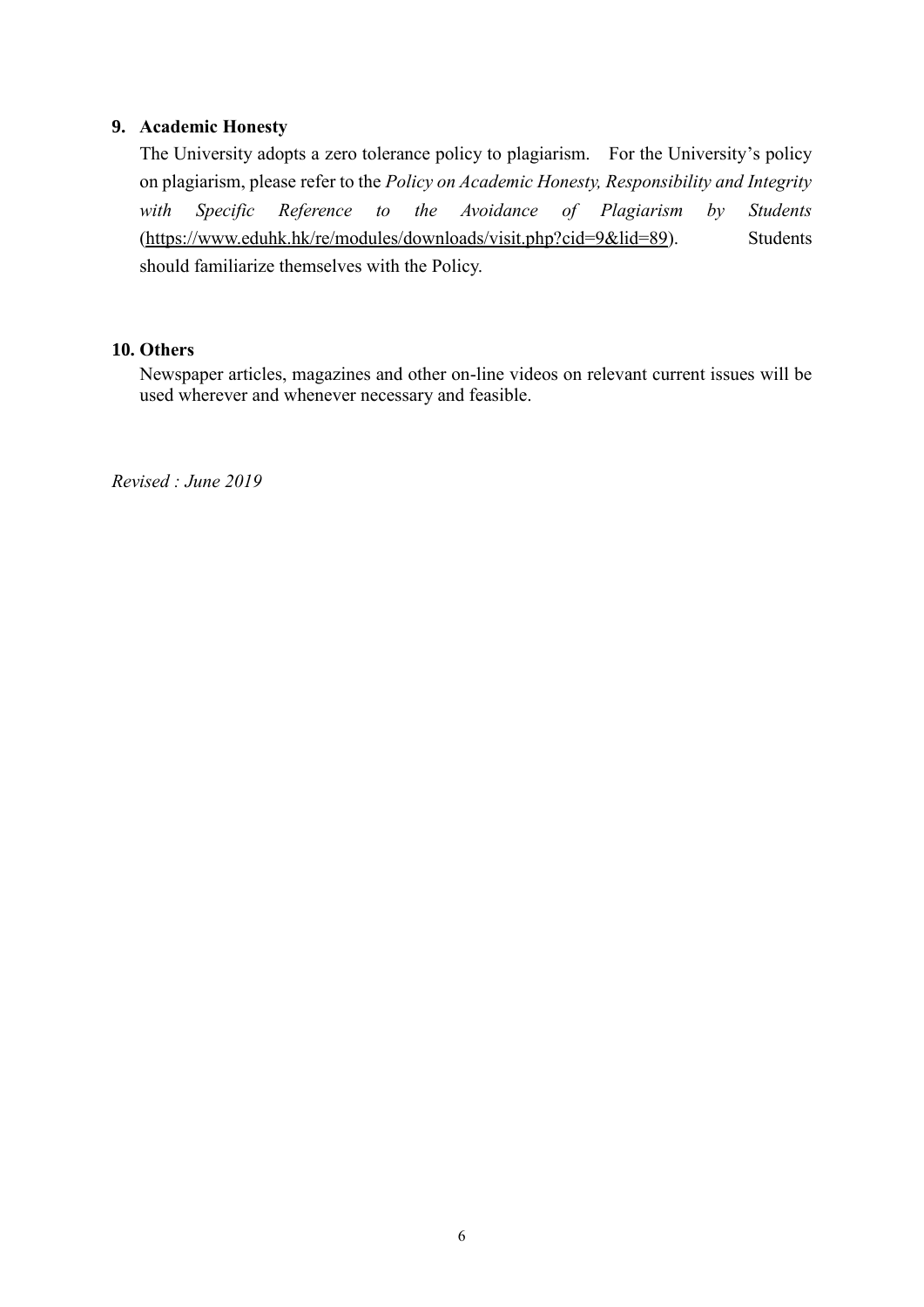## 9. Academic Honesty

The University adopts a zero tolerance policy to plagiarism. For the University's policy on plagiarism, please refer to the *Policy on Academic Honesty, Responsibility and Integrity with Specific Reference to the Avoidance of Plagiarism by Students* (https://www.eduhk.hk/re/modules/downloads/visit.php?cid=9&lid=89). Students should familiarize themselves with the Policy.

## 10. Others

Newspaper articles, magazines and other on-line videos on relevant current issues will be used wherever and whenever necessary and feasible.

*Revised : June 2019*